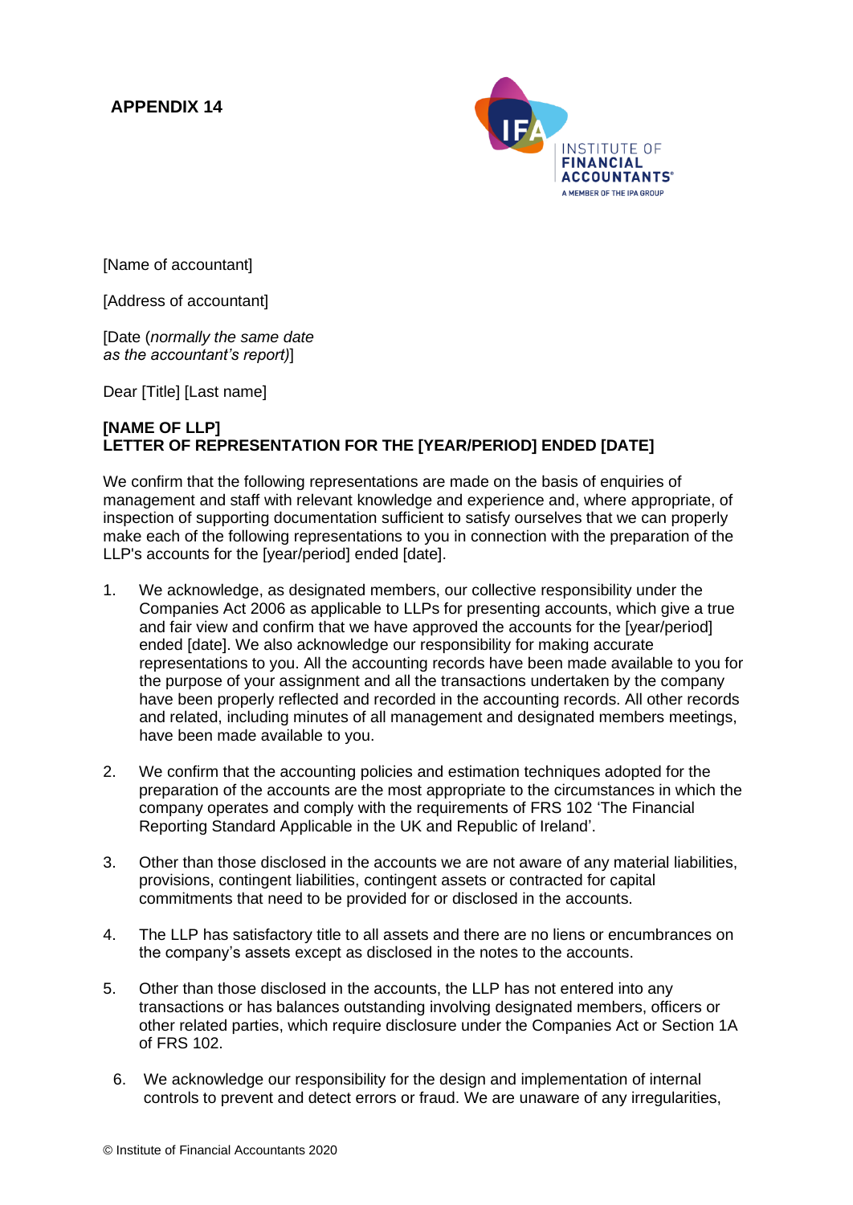**APPENDIX 14**

[Name of accountant]

[Address of accountant]

[Date (*normally the same date as the accountant's report)*]

Dear [Title] [Last name]

**[NAME OF LLP]**
**LETTER OF REPRESENTATION FOR THE [YEAR/PERIOD] ENDED [DATE]**

We confirm that the following representations are made on the basis of enquiries of management and staff with relevant knowledge and experience and, where appropriate, of inspection of supporting documentation sufficient to satisfy ourselves that we can properly make each of the following representations to you in connection with the preparation of the LLP's accounts for the [year/period] ended [date].

1. We acknowledge, as designated members, our collective responsibility under the Companies Act 2006 as applicable to LLPs for presenting accounts, which give a true and fair view and confirm that we have approved the accounts for the [year/period] ended [date]. We also acknowledge our responsibility for making accurate representations to you. All the accounting records have been made available to you for the purpose of your assignment and all the transactions undertaken by the company have been properly reflected and recorded in the accounting records. All other records and related, including minutes of all management and designated members meetings, have been made available to you.

2. We confirm that the accounting policies and estimation techniques adopted for the preparation of the accounts are the most appropriate to the circumstances in which the company operates and comply with the requirements of FRS 102 'The Financial Reporting Standard Applicable in the UK and Republic of Ireland'.

3. Other than those disclosed in the accounts we are not aware of any material liabilities, provisions, contingent liabilities, contingent assets or contracted for capital commitments that need to be provided for or disclosed in the accounts.

4. The LLP has satisfactory title to all assets and there are no liens or encumbrances on the company's assets except as disclosed in the notes to the accounts.

5. Other than those disclosed in the accounts, the LLP has not entered into any transactions or has balances outstanding involving designated members, officers or other related parties, which require disclosure under the Companies Act or Section 1A of FRS 102.

6. We acknowledge our responsibility for the design and implementation of internal controls to prevent and detect errors or fraud. We are unaware of any irregularities,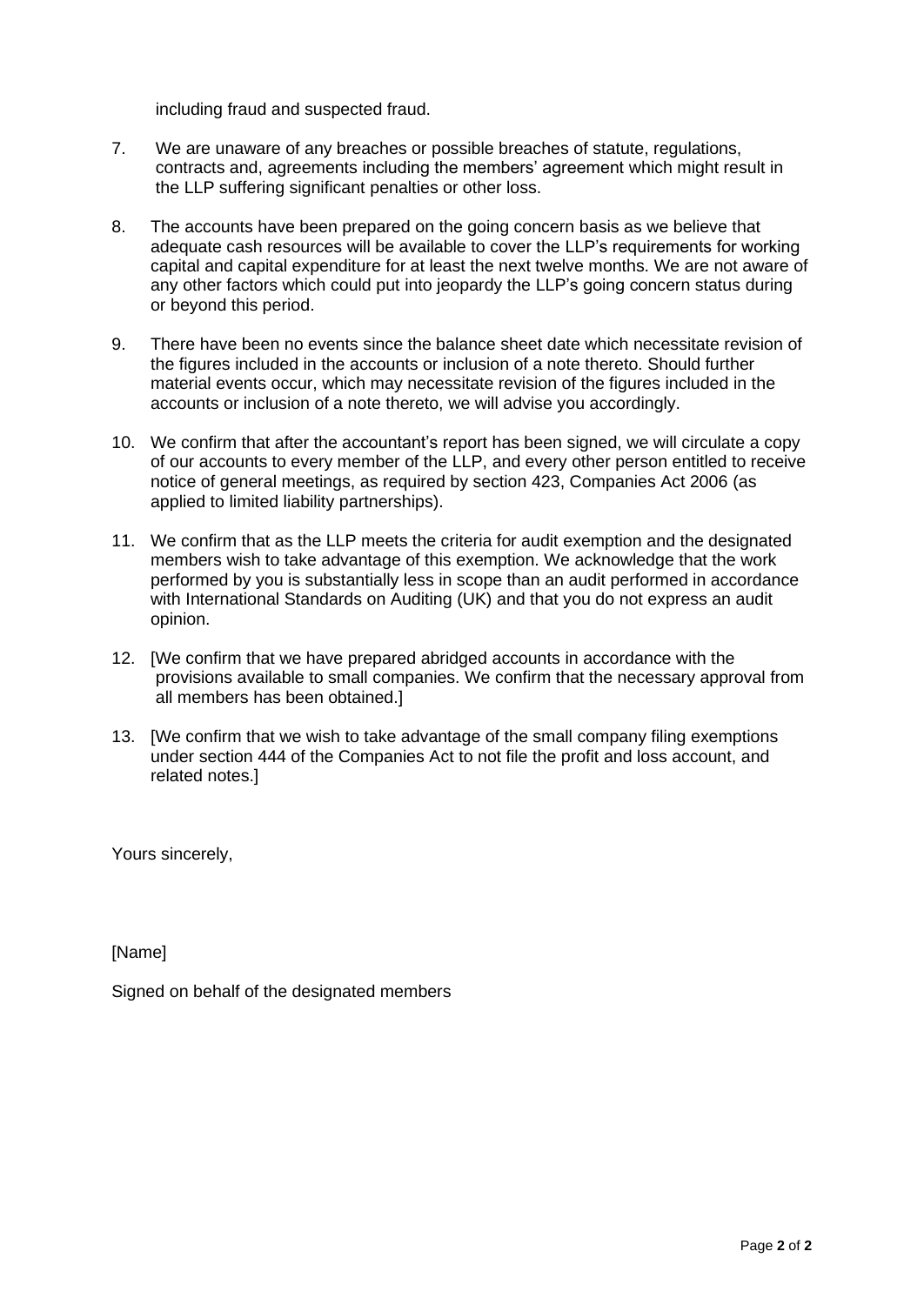including fraud and suspected fraud.

7. We are unaware of any breaches or possible breaches of statute, regulations, contracts and, agreements including the members' agreement which might result in the LLP suffering significant penalties or other loss.

8. The accounts have been prepared on the going concern basis as we believe that adequate cash resources will be available to cover the LLP's requirements for working capital and capital expenditure for at least the next twelve months. We are not aware of any other factors which could put into jeopardy the LLP's going concern status during or beyond this period.

9. There have been no events since the balance sheet date which necessitate revision of the figures included in the accounts or inclusion of a note thereto. Should further material events occur, which may necessitate revision of the figures included in the accounts or inclusion of a note thereto, we will advise you accordingly.

10. We confirm that after the accountant's report has been signed, we will circulate a copy of our accounts to every member of the LLP, and every other person entitled to receive notice of general meetings, as required by section 423, Companies Act 2006 (as applied to limited liability partnerships).

11. We confirm that as the LLP meets the criteria for audit exemption and the designated members wish to take advantage of this exemption. We acknowledge that the work performed by you is substantially less in scope than an audit performed in accordance with International Standards on Auditing (UK) and that you do not express an audit opinion.

12. [We confirm that we have prepared abridged accounts in accordance with the provisions available to small companies. We confirm that the necessary approval from all members has been obtained.]

13. [We confirm that we wish to take advantage of the small company filing exemptions under section 444 of the Companies Act to not file the profit and loss account, and related notes.]

Yours sincerely,

[Name]

Signed on behalf of the designated members